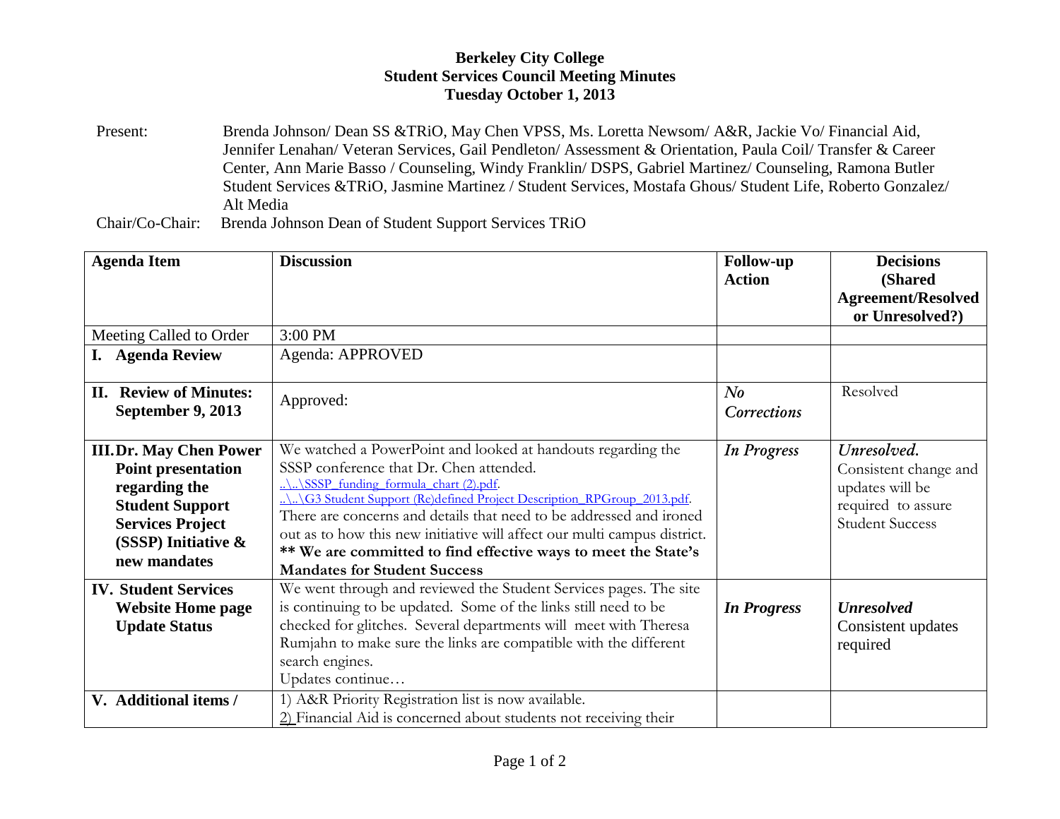**Berkeley City College**
**Student Services Council Meeting Minutes**
**Tuesday October 1, 2013**

Present: Brenda Johnson/ Dean SS &TRiO, May Chen VPSS, Ms. Loretta Newsom/ A&R, Jackie Vo/ Financial Aid, Jennifer Lenahan/ Veteran Services, Gail Pendleton/ Assessment & Orientation, Paula Coil/ Transfer & Career Center, Ann Marie Basso / Counseling, Windy Franklin/ DSPS, Gabriel Martinez/ Counseling, Ramona Butler Student Services &TRiO, Jasmine Martinez / Student Services, Mostafa Ghous/ Student Life, Roberto Gonzalez/ Alt Media

Chair/Co-Chair: Brenda Johnson Dean of Student Support Services TRiO

| **Agenda Item** | **Discussion** | **Follow-up Action** | **Decisions (Shared Agreement/Resolved or Unresolved?)** |
|---|---|---|---|
| Meeting Called to Order | 3:00 PM | | |
| **I. Agenda Review** | Agenda: APPROVED | | |
| **II. Review of Minutes: September 9, 2013** | Approved: | *No Corrections* | Resolved |
| **III. Dr. May Chen Power Point presentation regarding the Student Support Services Project (SSSP) Initiative & new mandates** | We watched a PowerPoint and looked at handouts regarding the SSSP conference that Dr. Chen attended. ..\..\SSSP_funding_formula_chart (2).pdf. ..\..\G3 Student Support (Re)defined Project Description_RPGroup_2013.pdf. There are concerns and details that need to be addressed and ironed out as to how this new initiative will affect our multi campus district. **** We are committed to find effective ways to meet the State's Mandates for Student Success** | ***In Progress*** | *Unresolved.* Consistent change and updates will be required to assure Student Success |
| **IV. Student Services Website Home page Update Status** | We went through and reviewed the Student Services pages. The site is continuing to be updated. Some of the links still need to be checked for glitches. Several departments will meet with Theresa Rumjahn to make sure the links are compatible with the different search engines. Updates continue… | ***In Progress*** | ***Unresolved*** Consistent updates required |
| **V. Additional items /** | 1) A&R Priority Registration list is now available. 2) Financial Aid is concerned about students not receiving their | | |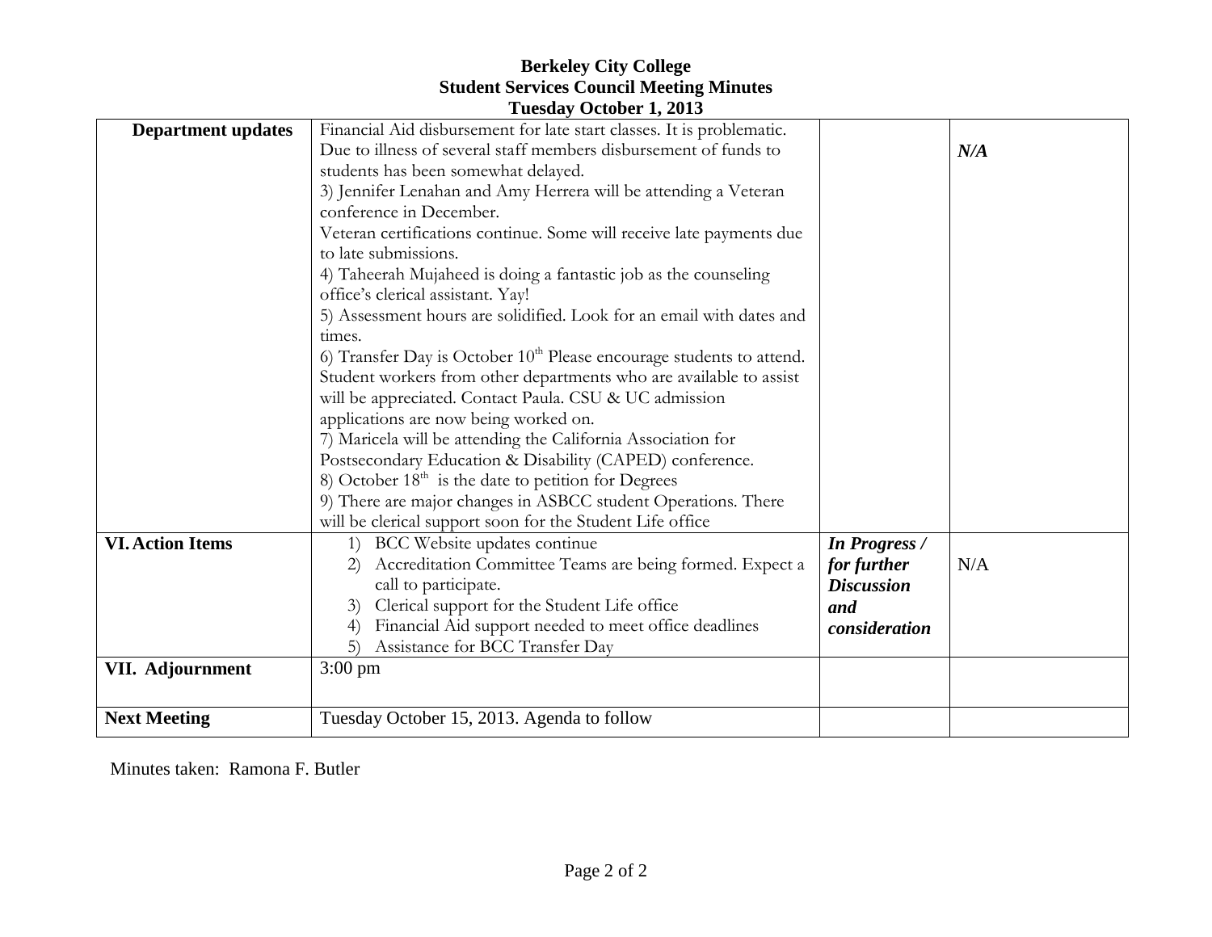**Berkeley City College**
**Student Services Council Meeting Minutes**
**Tuesday October 1, 2013**

| | | | |
|---|---|---|---|
| **Department updates** | Financial Aid disbursement for late start classes. It is problematic. Due to illness of several staff members disbursement of funds to students has been somewhat delayed.<br>3) Jennifer Lenahan and Amy Herrera will be attending a Veteran conference in December.<br>Veteran certifications continue. Some will receive late payments due to late submissions.<br>4) Taheerah Mujaheed is doing a fantastic job as the counseling office's clerical assistant. Yay!<br>5) Assessment hours are solidified. Look for an email with dates and times.<br>6) Transfer Day is October 10th Please encourage students to attend. Student workers from other departments who are available to assist will be appreciated. Contact Paula. CSU & UC admission applications are now being worked on.<br>7) Maricela will be attending the California Association for Postsecondary Education & Disability (CAPED) conference.<br>8) October 18th is the date to petition for Degrees<br>9) There are major changes in ASBCC student Operations. There will be clerical support soon for the Student Life office | | ***N/A*** |
| **VI. Action Items** | 1) BCC Website updates continue<br>2) Accreditation Committee Teams are being formed. Expect a call to participate.<br>3) Clerical support for the Student Life office<br>4) Financial Aid support needed to meet office deadlines<br>5) Assistance for BCC Transfer Day | ***In Progress / for further Discussion and consideration*** | N/A |
| **VII. Adjournment** | 3:00 pm | | |
| **Next Meeting** | Tuesday October 15, 2013. Agenda to follow | | |

Minutes taken: Ramona F. Butler